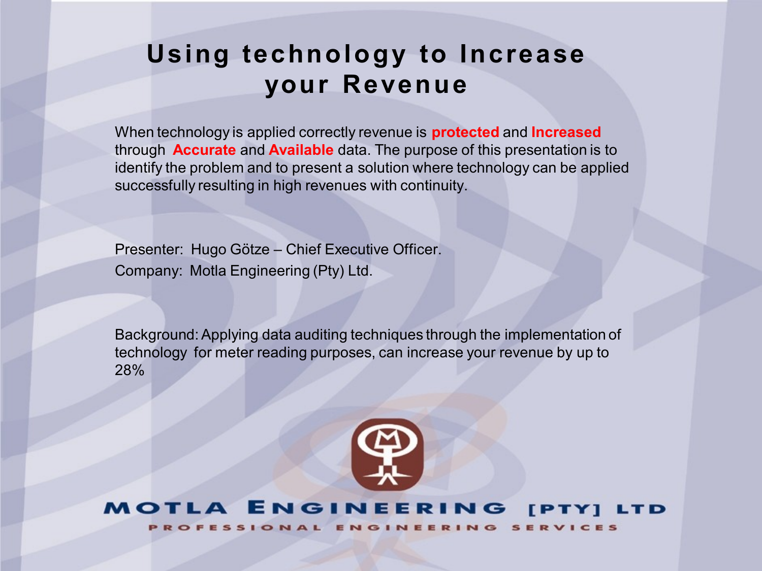# Using technology to Increase your Revenue

When technology is applied correctly revenue is **protected** and **Increased** through **Accurate** and **Available** data. The purpose of this presentation is to identify the problem and to present a solution where technology can be applied successfully resulting in high revenues with continuity.

Presenter: Hugo Götze – Chief Executive Officer.

Company: Motla Engineering (Pty) Ltd.

Background: Applying data auditing techniques through the implementation of technology for meter reading purposes, can increase your revenue by up to 28%

MOTLA ENGINEERING [PTY] LTD

PROFESSIONAL ENGINEERING SERVICES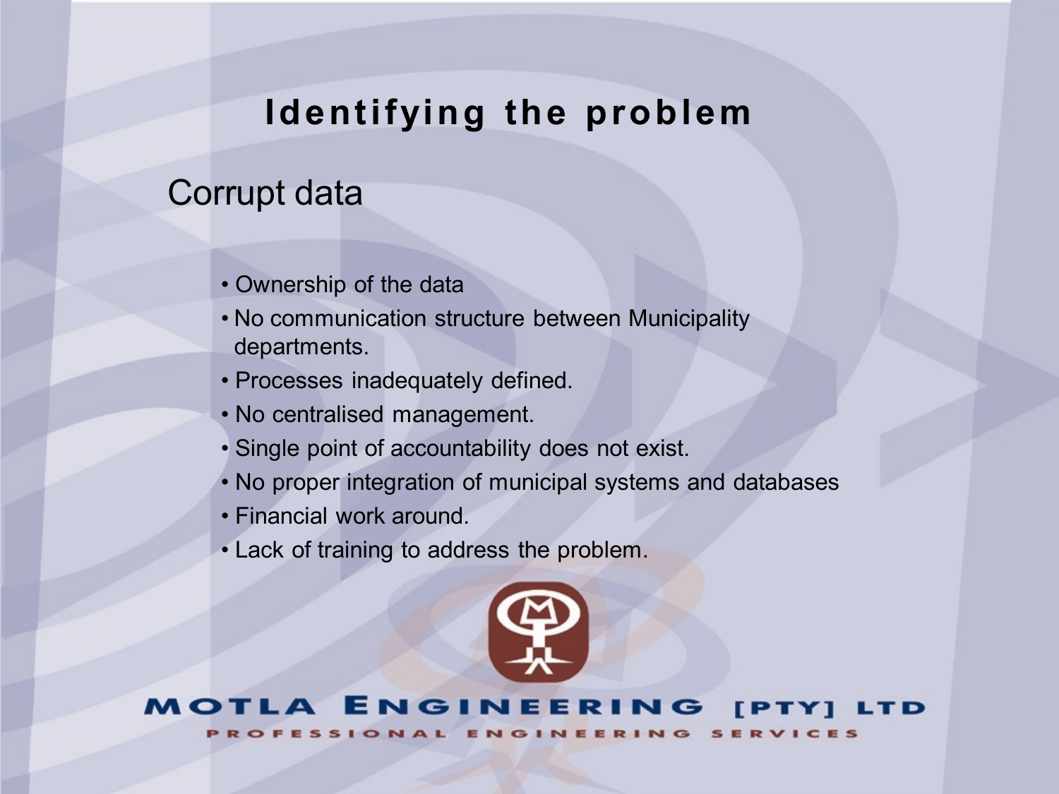# Identifying the problem

## Corrupt data

- Ownership of the data
- No communication structure between Municipality departments.
- Processes inadequately defined.
- No centralised management.
- Single point of accountability does not exist.
- No proper integration of municipal systems and databases
- Financial work around.
- Lack of training to address the problem.

MOTLA ENGINEERING [PTY] LTD
PROFESSIONAL ENGINEERING SERVICES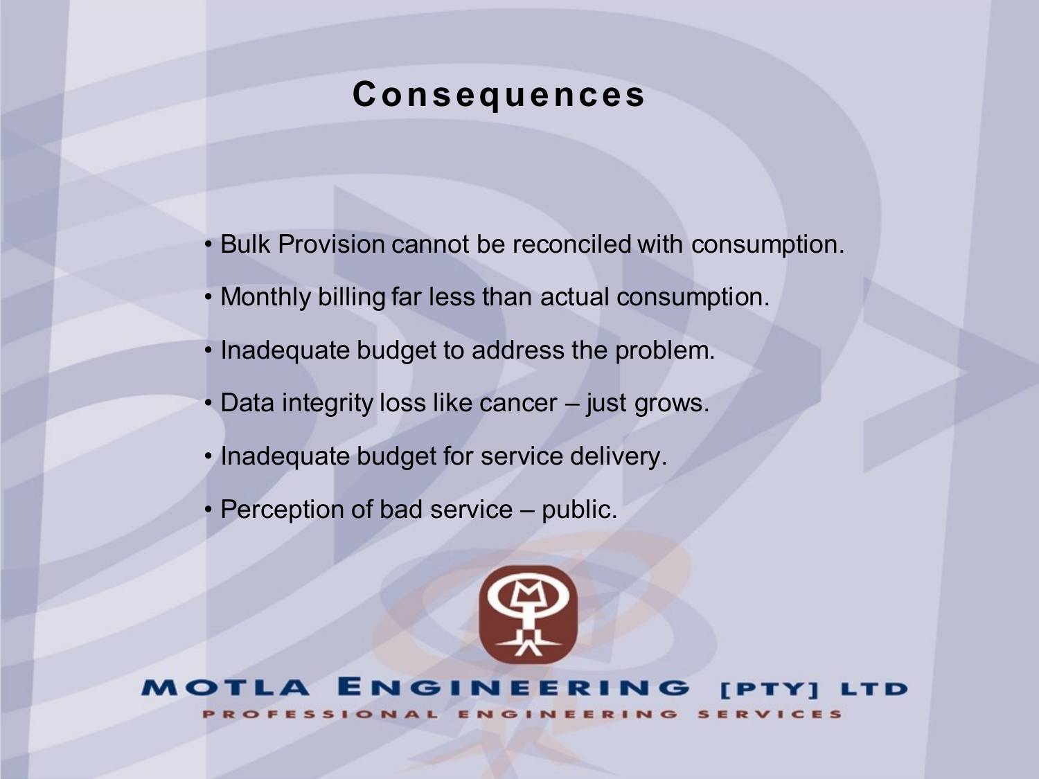# Consequences

- Bulk Provision cannot be reconciled with consumption.
- Monthly billing far less than actual consumption.
- Inadequate budget to address the problem.
- Data integrity loss like cancer – just grows.
- Inadequate budget for service delivery.
- Perception of bad service – public.

MOTLA ENGINEERING [PTY] LTD

PROFESSIONAL ENGINEERING SERVICES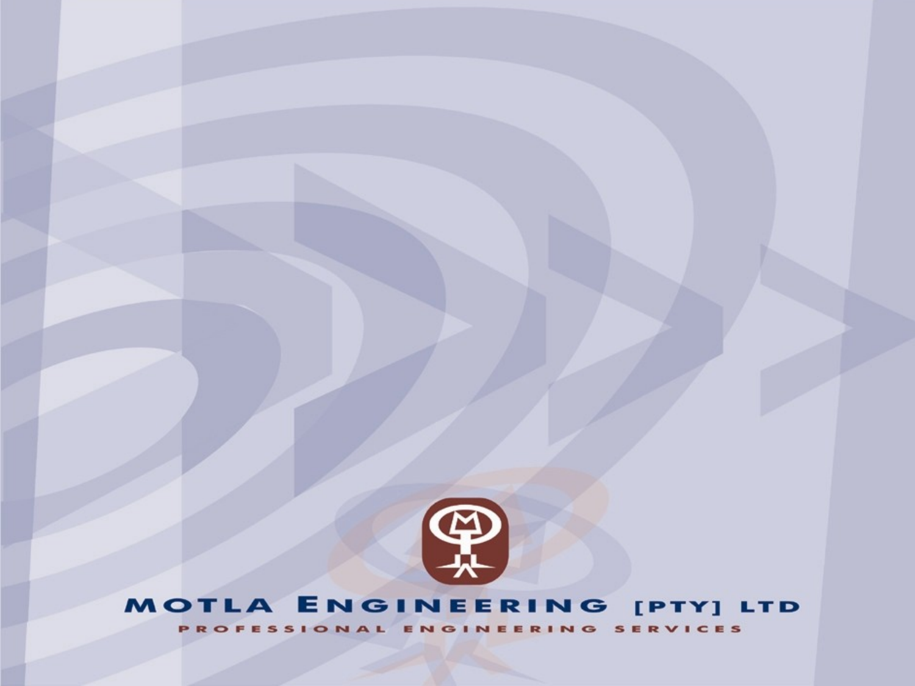# MOTLA ENGINEERING [PTY] LTD

PROFESSIONAL ENGINEERING SERVICES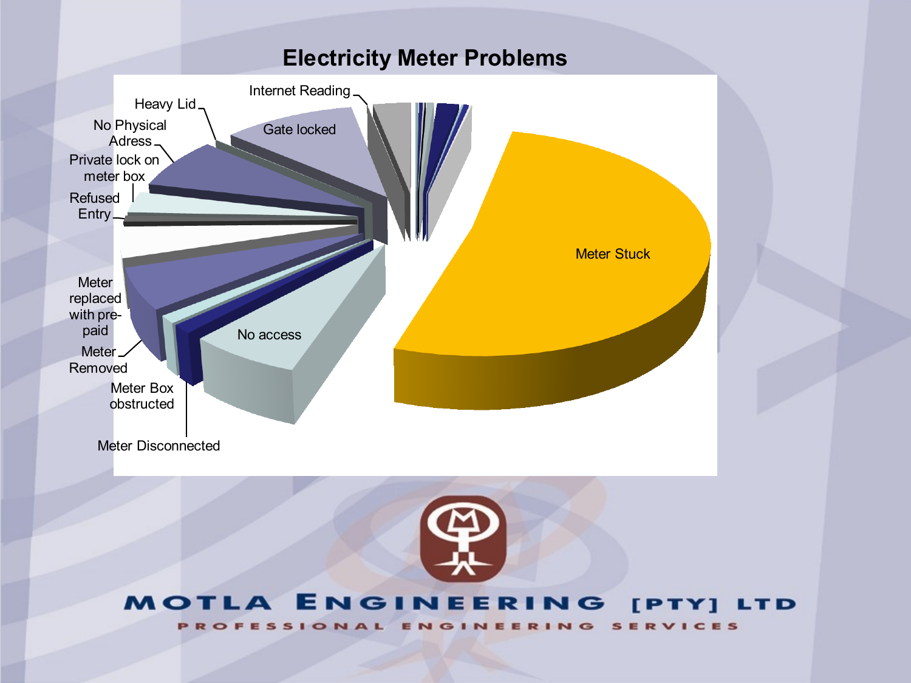# Electricity Meter Problems

Internet Reading

Heavy Lid

No Physical Adress

Private lock on meter box

Refused Entry

Gate locked

Meter Stuck

Meter replaced with pre-paid

Meter Removed

Meter Box obstructed

Meter Disconnected

No access

MOTLA ENGINEERING [PTY] LTD

PROFESSIONAL ENGINEERING SERVICES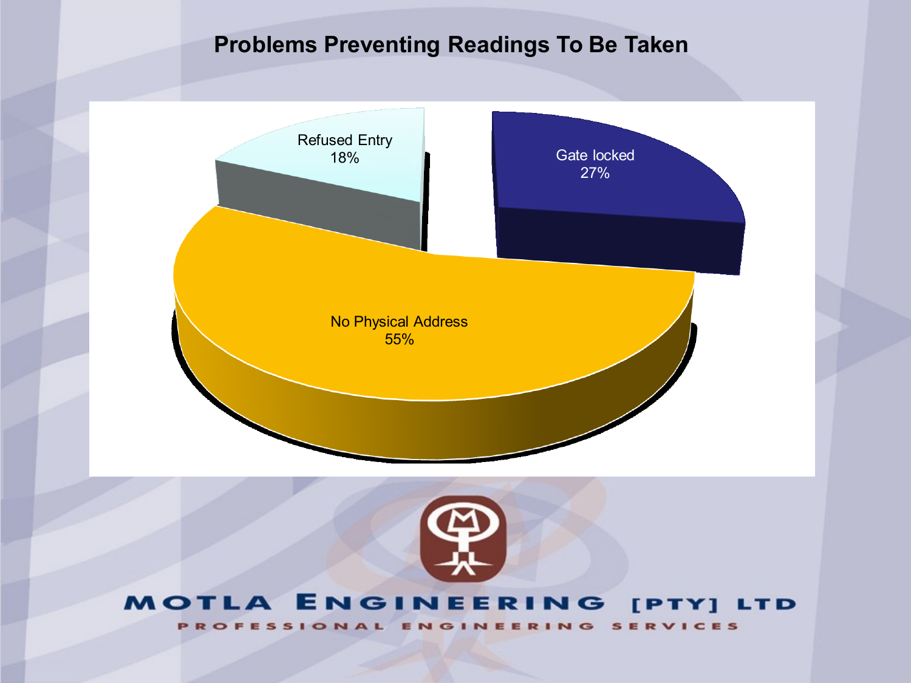# Problems Preventing Readings To Be Taken

Refused Entry
18%

Gate locked
27%

No Physical Address
55%

MOTLA ENGINEERING [PTY] LTD
PROFESSIONAL ENGINEERING SERVICES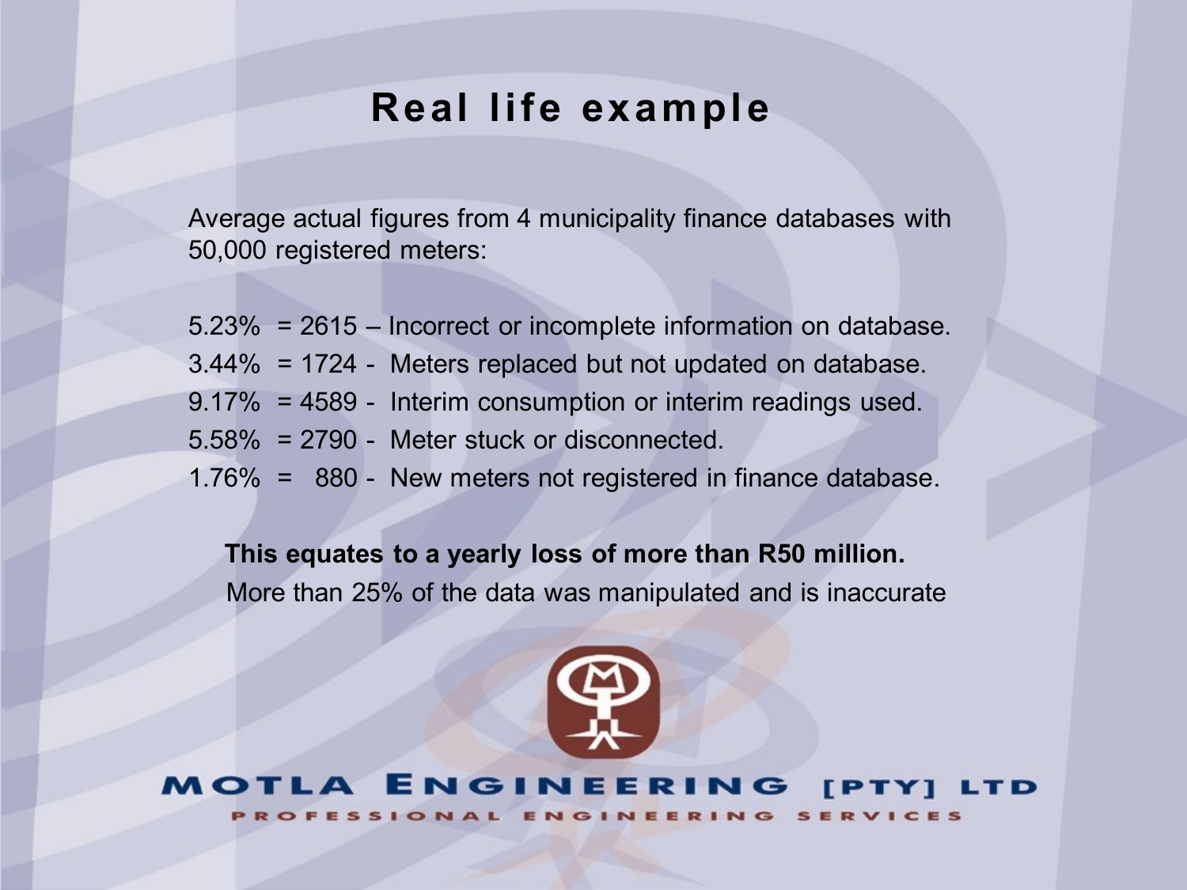# Real life example

Average actual figures from 4 municipality finance databases with 50,000 registered meters:

5.23% = 2615 – Incorrect or incomplete information on database.
3.44% = 1724 - Meters replaced but not updated on database.
9.17% = 4589 - Interim consumption or interim readings used.
5.58% = 2790 - Meter stuck or disconnected.
1.76% = 880 - New meters not registered in finance database.

**This equates to a yearly loss of more than R50 million.**
More than 25% of the data was manipulated and is inaccurate

MOTLA ENGINEERING [PTY] LTD
PROFESSIONAL ENGINEERING SERVICES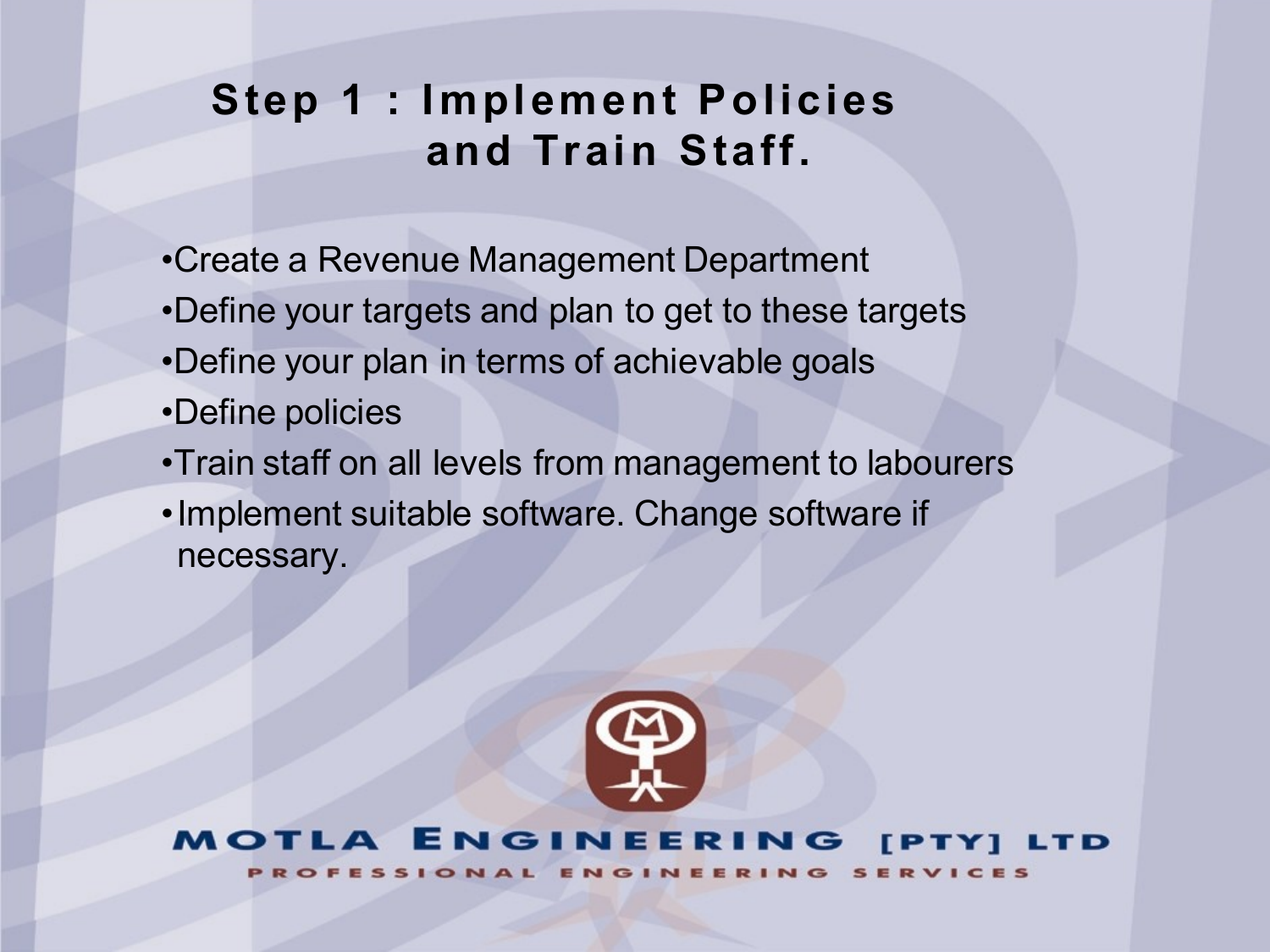# Step 1 : Implement Policies and Train Staff.

- Create a Revenue Management Department
- Define your targets and plan to get to these targets
- Define your plan in terms of achievable goals
- Define policies
- Train staff on all levels from management to labourers
- Implement suitable software. Change software if necessary.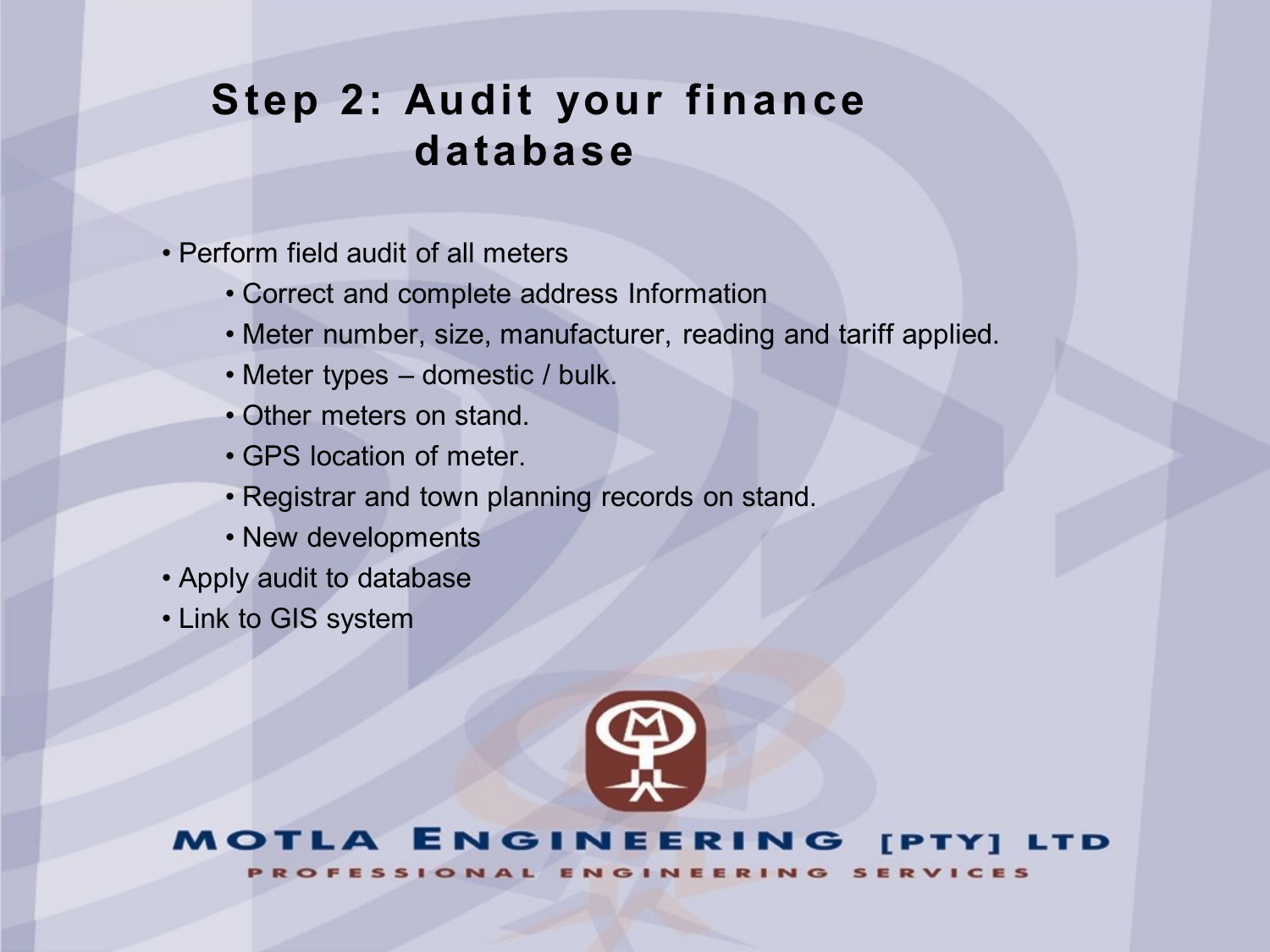# Step 2: Audit your finance database

- Perform field audit of all meters
  - Correct and complete address Information
  - Meter number, size, manufacturer, reading and tariff applied.
  - Meter types – domestic / bulk.
  - Other meters on stand.
  - GPS location of meter.
  - Registrar and town planning records on stand.
  - New developments
- Apply audit to database
- Link to GIS system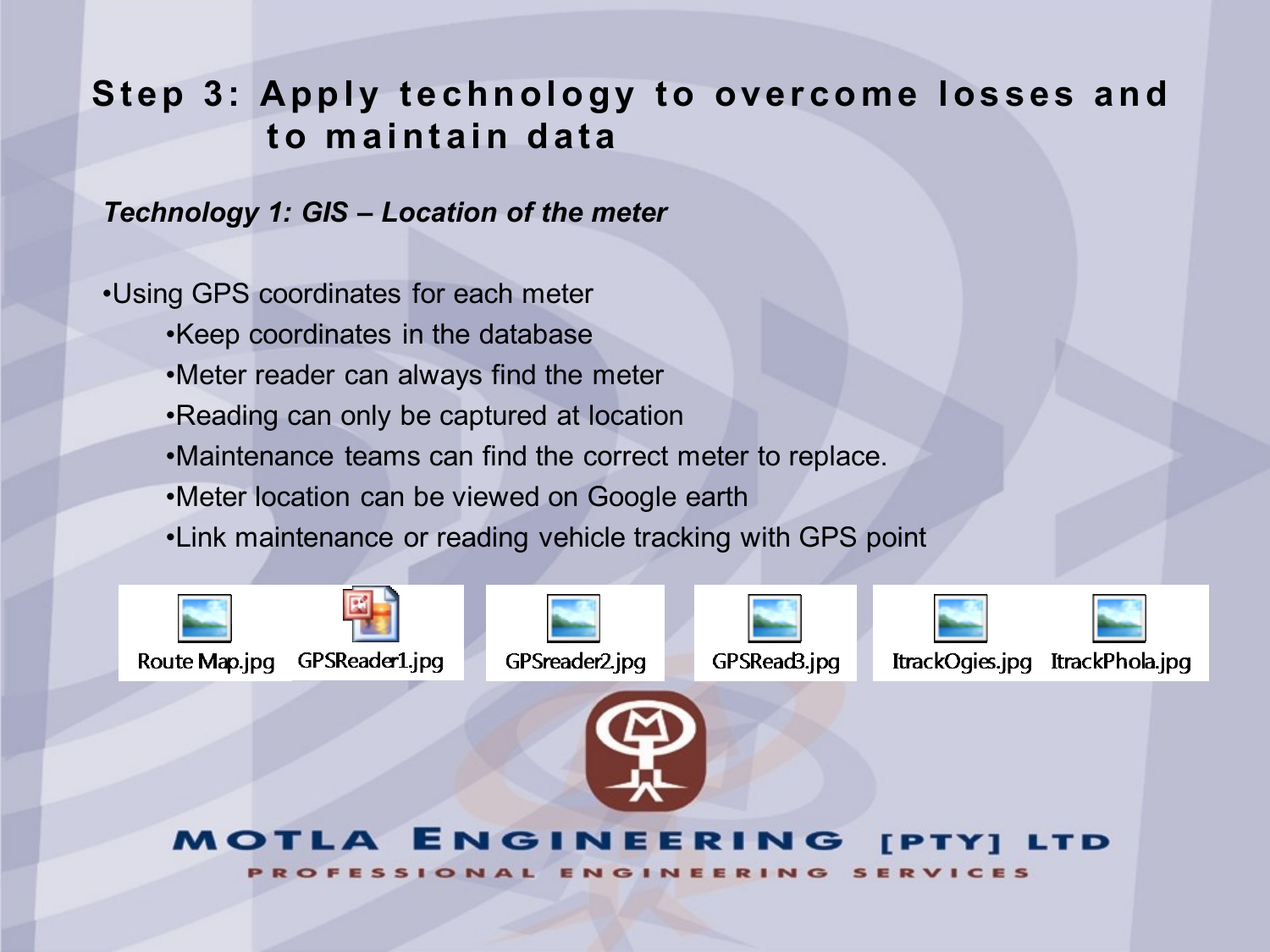# Step 3: Apply technology to overcome losses and to maintain data

*Technology 1: GIS – Location of the meter*

- Using GPS coordinates for each meter
    - Keep coordinates in the database
    - Meter reader can always find the meter
    - Reading can only be captured at location
    - Maintenance teams can find the correct meter to replace.
    - Meter location can be viewed on Google earth
    - Link maintenance or reading vehicle tracking with GPS point

Route Map.jpg GPSReader1.jpg GPSreader2.jpg GPSRead3.jpg ItrackOgies.jpg ItrackPhola.jpg

MOTLA ENGINEERING [PTY] LTD

PROFESSIONAL ENGINEERING SERVICES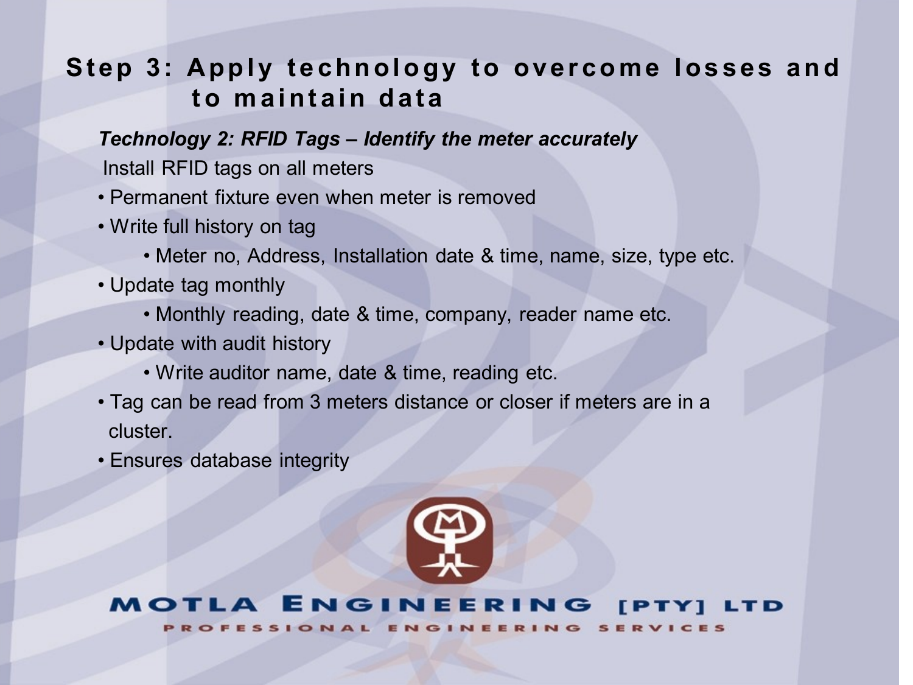## Step 3: Apply technology to overcome losses and to maintain data

***Technology 2: RFID Tags – Identify the meter accurately***

Install RFID tags on all meters

- Permanent fixture even when meter is removed
- Write full history on tag
  - Meter no, Address, Installation date & time, name, size, type etc.
- Update tag monthly
  - Monthly reading, date & time, company, reader name etc.
- Update with audit history
  - Write auditor name, date & time, reading etc.
- Tag can be read from 3 meters distance or closer if meters are in a cluster.
- Ensures database integrity

MOTLA ENGINEERING [PTY] LTD

PROFESSIONAL ENGINEERING SERVICES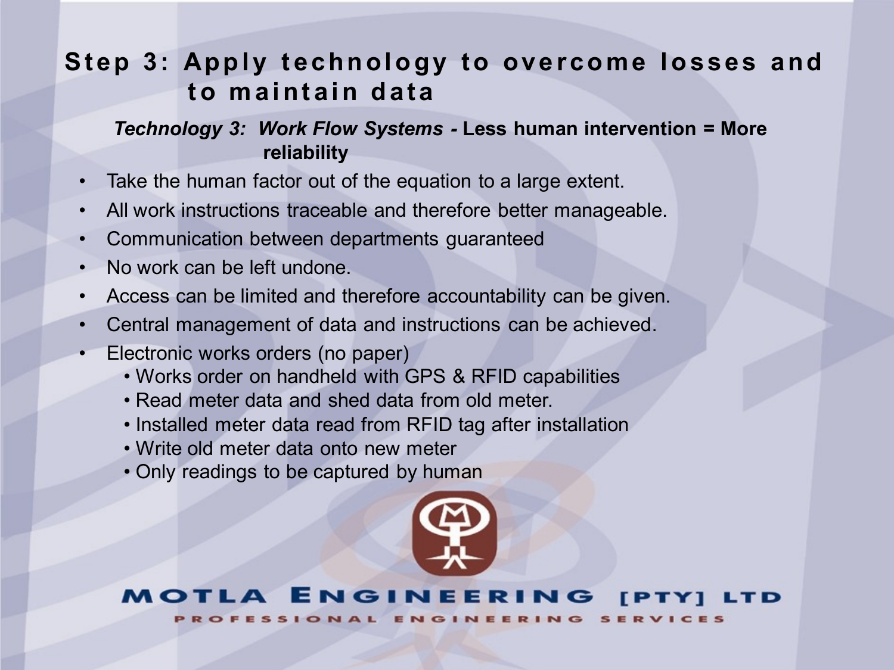## Step 3: Apply technology to overcome losses and to maintain data

***Technology 3: Work Flow Systems* - Less human intervention = More reliability**

- Take the human factor out of the equation to a large extent.
- All work instructions traceable and therefore better manageable.
- Communication between departments guaranteed
- No work can be left undone.
- Access can be limited and therefore accountability can be given.
- Central management of data and instructions can be achieved.
- Electronic works orders (no paper)
  - Works order on handheld with GPS & RFID capabilities
  - Read meter data and shed data from old meter.
  - Installed meter data read from RFID tag after installation
  - Write old meter data onto new meter
  - Only readings to be captured by human

MOTLA ENGINEERING [PTY] LTD

PROFESSIONAL ENGINEERING SERVICES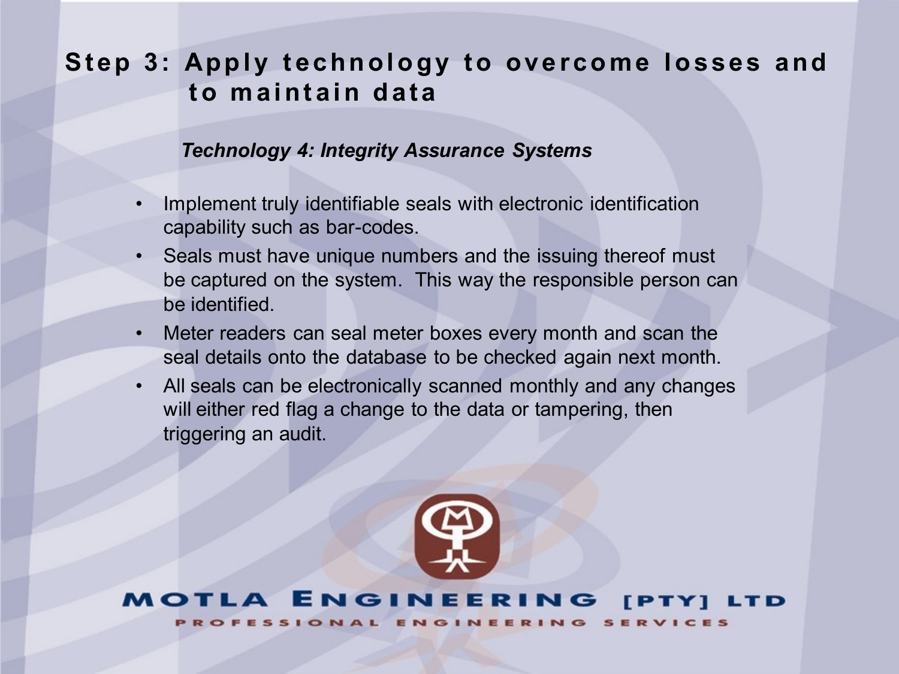## Step 3: Apply technology to overcome losses and to maintain data

***Technology 4: Integrity Assurance Systems***

- Implement truly identifiable seals with electronic identification capability such as bar-codes.
- Seals must have unique numbers and the issuing thereof must be captured on the system. This way the responsible person can be identified.
- Meter readers can seal meter boxes every month and scan the seal details onto the database to be checked again next month.
- All seals can be electronically scanned monthly and any changes will either red flag a change to the data or tampering, then triggering an audit.

MOTLA ENGINEERING [PTY] LTD

PROFESSIONAL ENGINEERING SERVICES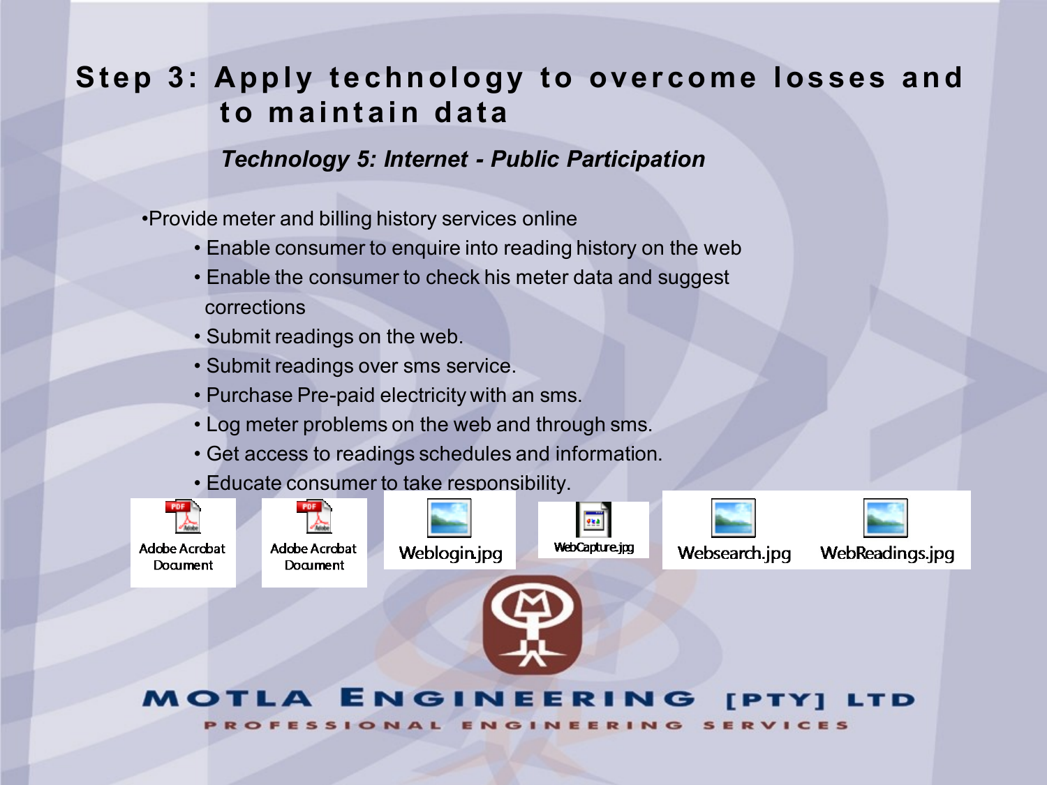# Step 3: Apply technology to overcome losses and to maintain data

### *Technology 5: Internet - Public Participation*

- Provide meter and billing history services online
  - Enable consumer to enquire into reading history on the web
  - Enable the consumer to check his meter data and suggest corrections
  - Submit readings on the web.
  - Submit readings over sms service.
  - Purchase Pre-paid electricity with an sms.
  - Log meter problems on the web and through sms.
  - Get access to readings schedules and information.
  - Educate consumer to take responsibility.

Adobe Acrobat Document | Adobe Acrobat Document | Weblogin.jpg | WebCapture.jpg | Websearch.jpg | WebReadings.jpg

MOTLA ENGINEERING [PTY] LTD

PROFESSIONAL ENGINEERING SERVICES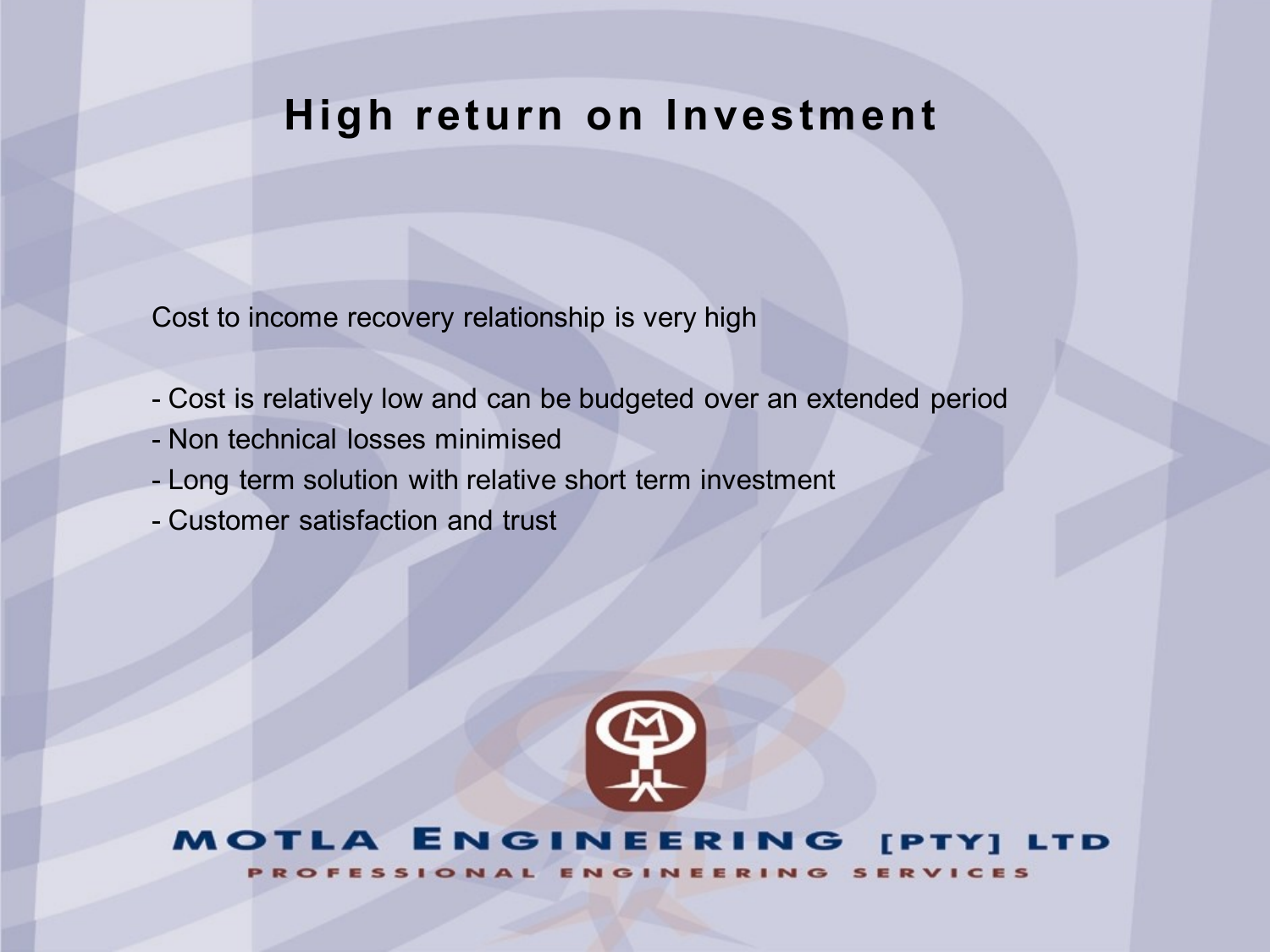# High return on Investment

Cost to income recovery relationship is very high

- Cost is relatively low and can be budgeted over an extended period
- Non technical losses minimised
- Long term solution with relative short term investment
- Customer satisfaction and trust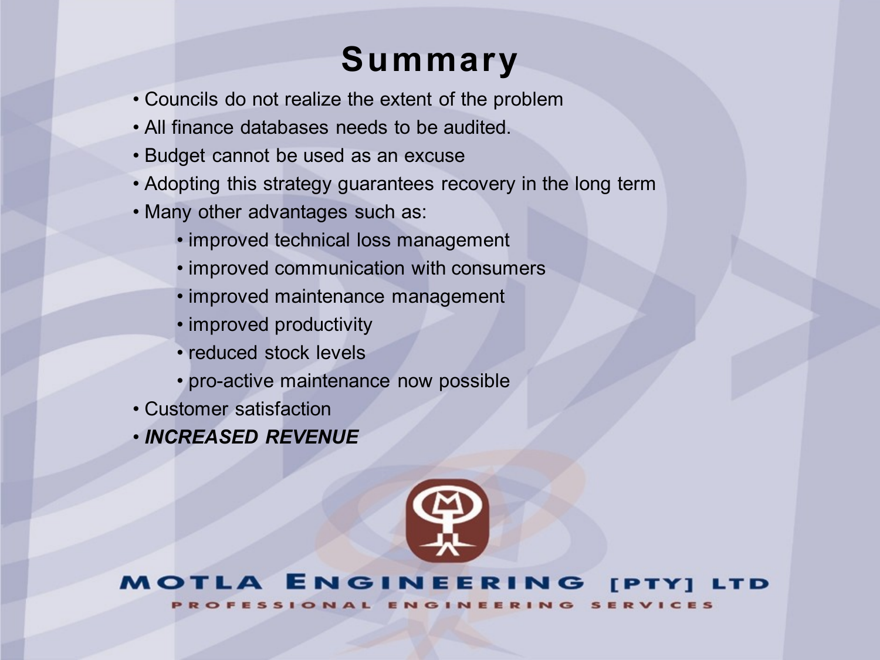# Summary

- Councils do not realize the extent of the problem
- All finance databases needs to be audited.
- Budget cannot be used as an excuse
- Adopting this strategy guarantees recovery in the long term
- Many other advantages such as:
    - improved technical loss management
    - improved communication with consumers
    - improved maintenance management
    - improved productivity
    - reduced stock levels
    - pro-active maintenance now possible
- Customer satisfaction
- ***INCREASED REVENUE***

MOTLA ENGINEERING [PTY] LTD

PROFESSIONAL ENGINEERING SERVICES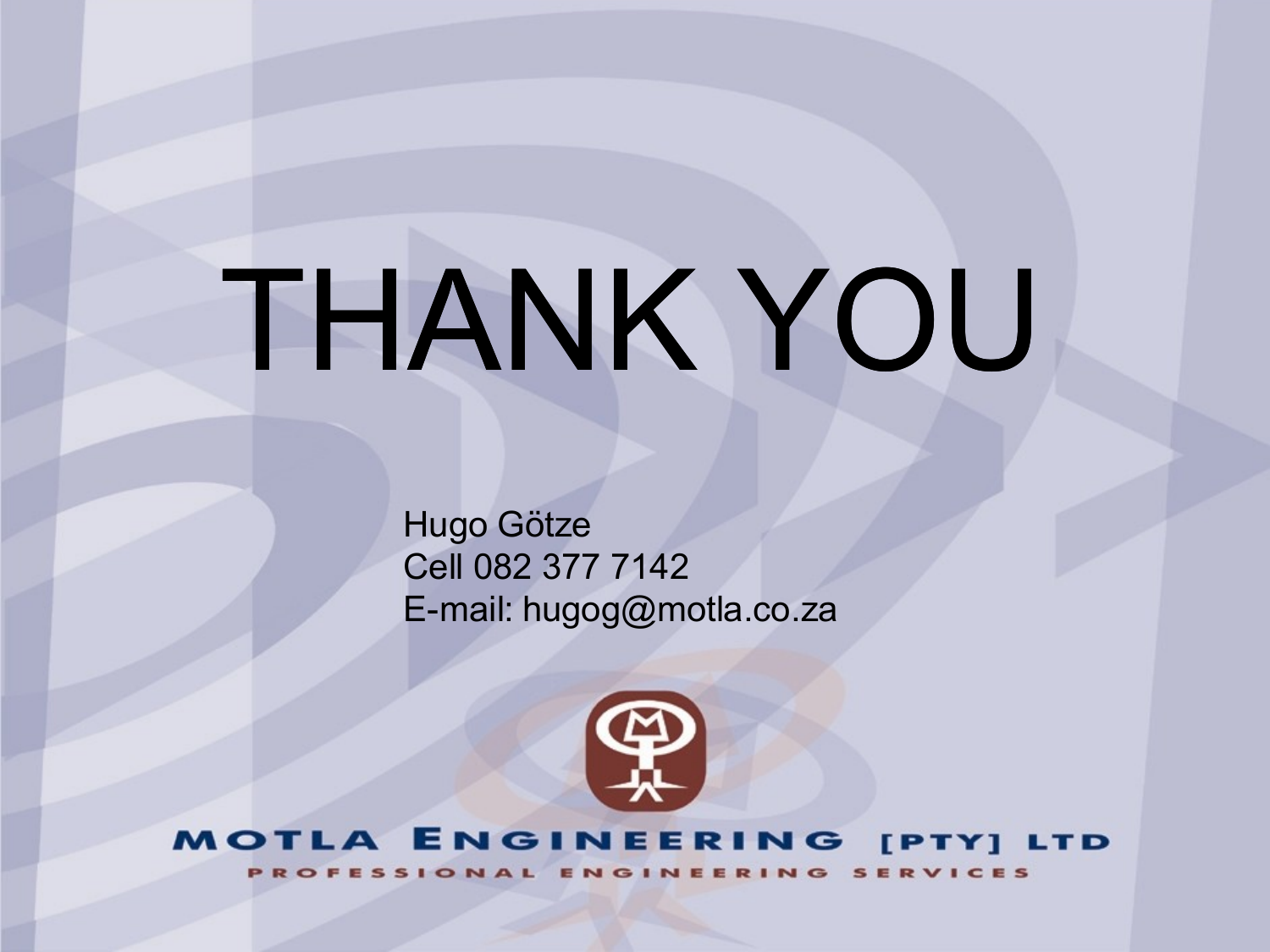# THANK YOU

Hugo Götze
Cell 082 377 7142
E-mail: hugog@motla.co.za

MOTLA ENGINEERING [PTY] LTD
PROFESSIONAL ENGINEERING SERVICES